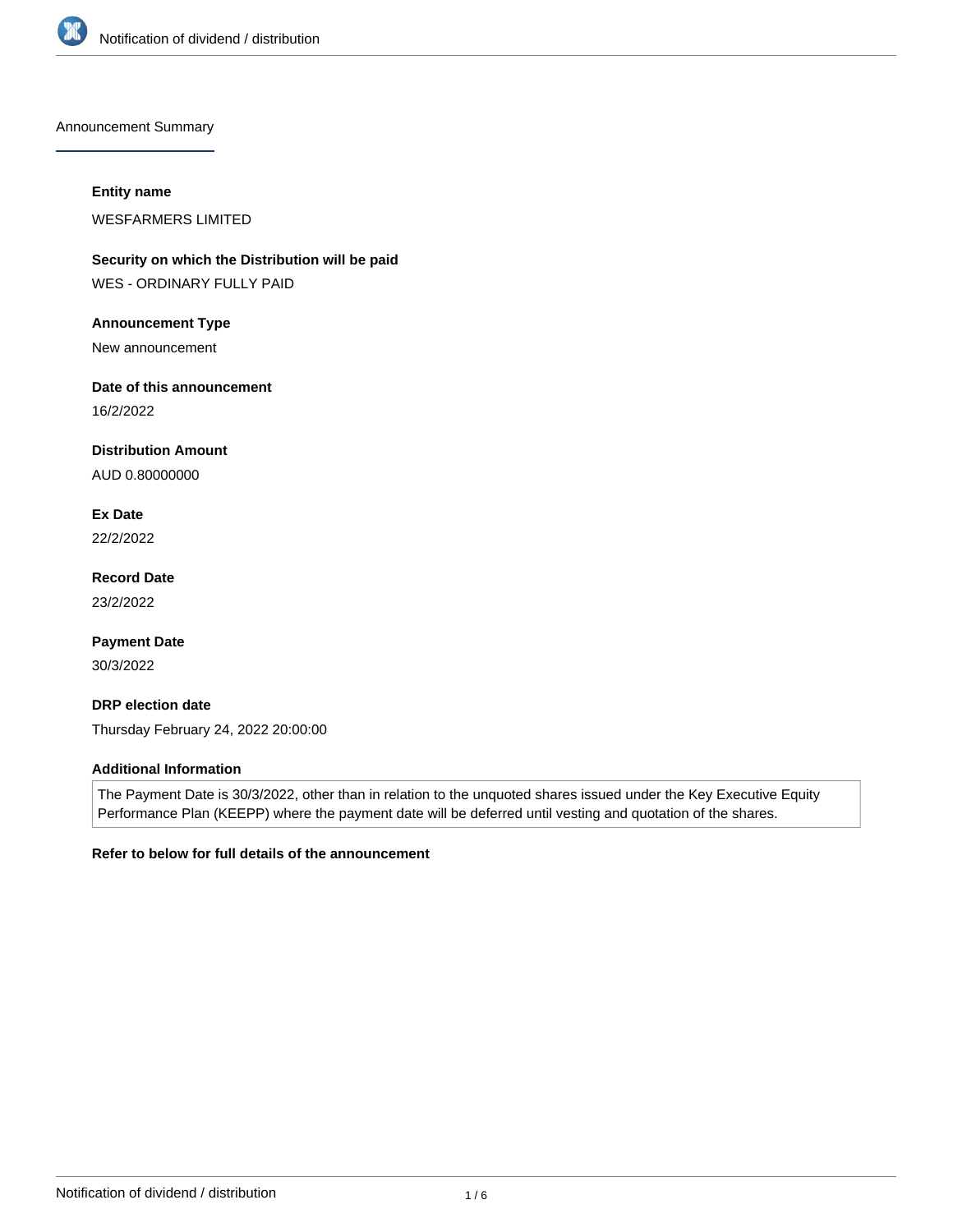## Announcement Summary

**Entity name**

WESFARMERS LIMITED

**Security on which the Distribution will be paid**

WES - ORDINARY FULLY PAID

**Announcement Type**

New announcement

**Date of this announcement**

16/2/2022

**Distribution Amount**

AUD 0.80000000

**Ex Date**

22/2/2022

**Record Date**

23/2/2022

**Payment Date**

30/3/2022

**DRP election date**

Thursday February 24, 2022 20:00:00

**Additional Information**

The Payment Date is 30/3/2022, other than in relation to the unquoted shares issued under the Key Executive Equity Performance Plan (KEEPP) where the payment date will be deferred until vesting and quotation of the shares.

**Refer to below for full details of the announcement**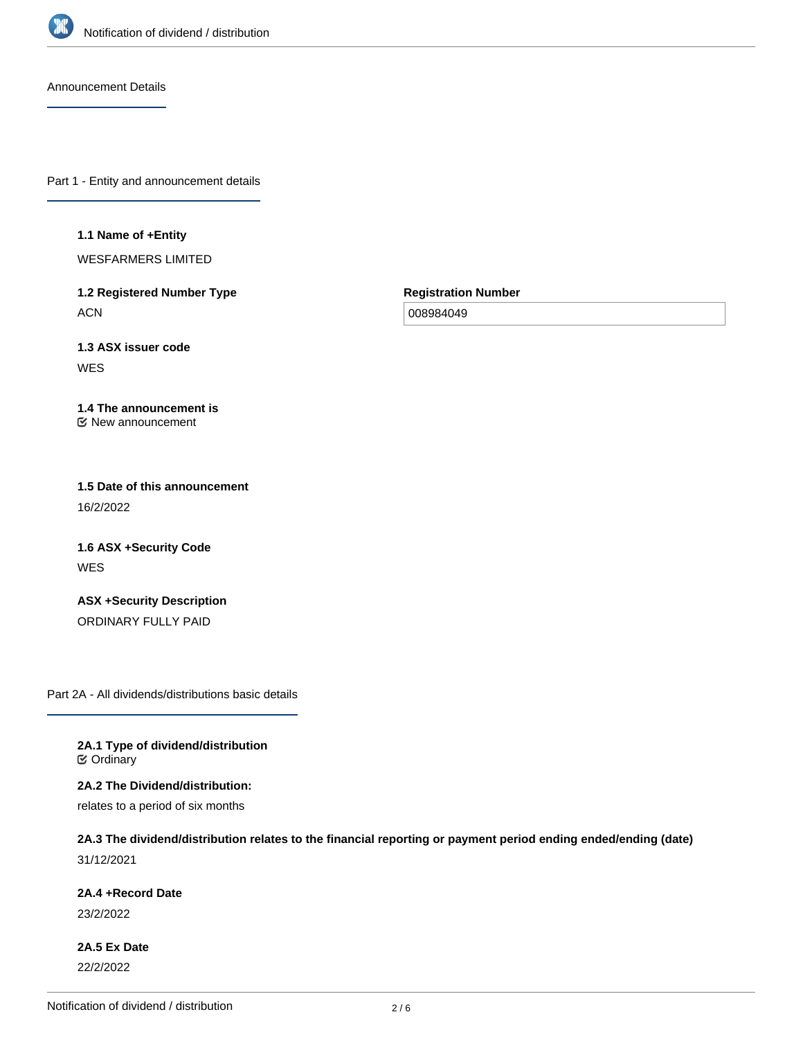## Announcement Details

## Part 1 - Entity and announcement details

**1.1 Name of +Entity**

WESFARMERS LIMITED

**1.2 Registered Number Type**

ACN

**Registration Number**

008984049

**1.3 ASX issuer code**

WES

**1.4 The announcement is**

New announcement

**1.5 Date of this announcement**

16/2/2022

**1.6 ASX +Security Code**

WES

**ASX +Security Description**

ORDINARY FULLY PAID

## Part 2A - All dividends/distributions basic details

**2A.1 Type of dividend/distribution**

Ordinary

**2A.2 The Dividend/distribution:**

relates to a period of six months

**2A.3 The dividend/distribution relates to the financial reporting or payment period ending ended/ending (date)**

31/12/2021

**2A.4 +Record Date**

23/2/2022

**2A.5 Ex Date**

22/2/2022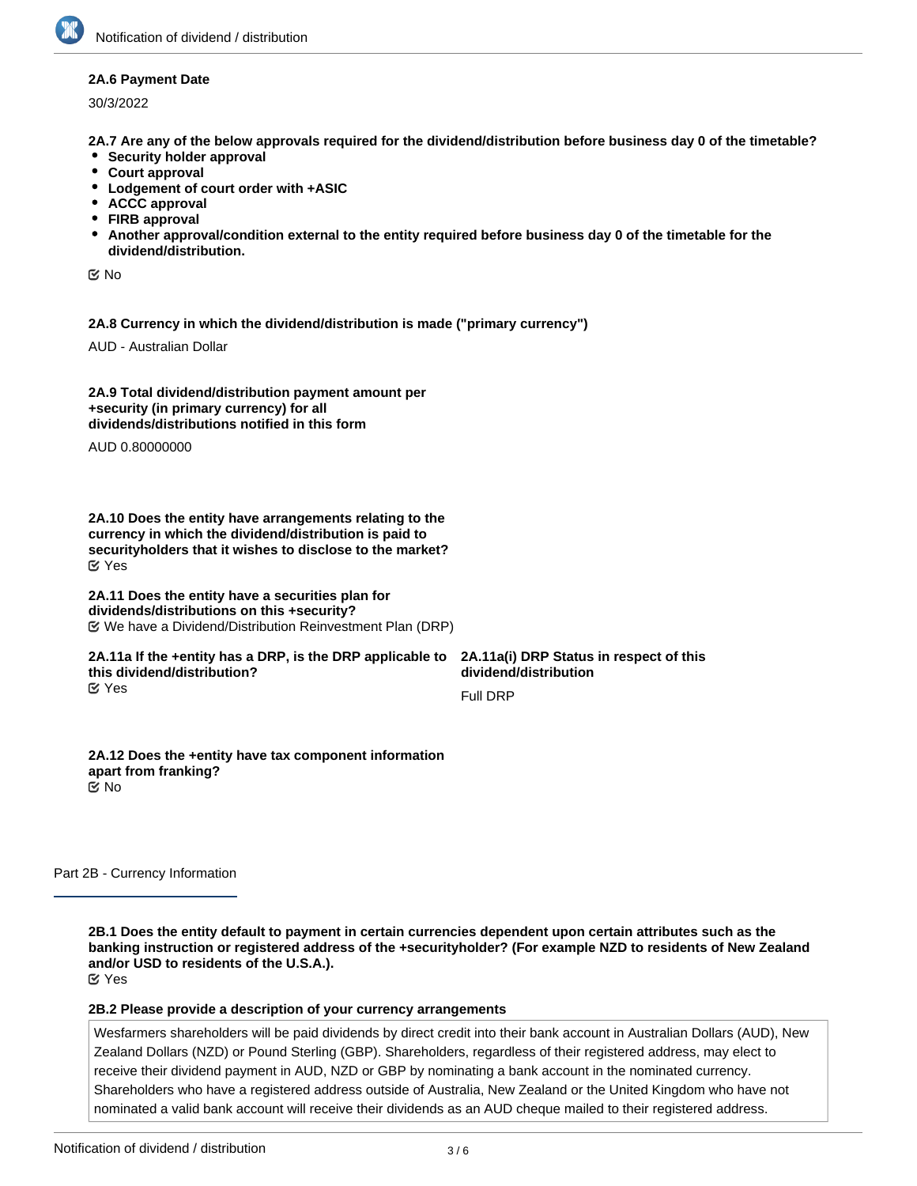**2A.6 Payment Date**

30/3/2022

**2A.7 Are any of the below approvals required for the dividend/distribution before business day 0 of the timetable?**

- **Security holder approval**
- **Court approval**
- **Lodgement of court order with +ASIC**
- **ACCC approval**
- **FIRB approval**
- **Another approval/condition external to the entity required before business day 0 of the timetable for the dividend/distribution.**

☑ No

**2A.8 Currency in which the dividend/distribution is made ("primary currency")**

AUD - Australian Dollar

**2A.9 Total dividend/distribution payment amount per +security (in primary currency) for all dividends/distributions notified in this form**

AUD 0.80000000

**2A.10 Does the entity have arrangements relating to the currency in which the dividend/distribution is paid to securityholders that it wishes to disclose to the market?**

☑ Yes

**2A.11 Does the entity have a securities plan for dividends/distributions on this +security?**

☑ We have a Dividend/Distribution Reinvestment Plan (DRP)

**2A.11a If the +entity has a DRP, is the DRP applicable to this dividend/distribution?**

☑ Yes

**2A.11a(i) DRP Status in respect of this dividend/distribution**

Full DRP

**2A.12 Does the +entity have tax component information apart from franking?**

☑ No

## Part 2B - Currency Information

**2B.1 Does the entity default to payment in certain currencies dependent upon certain attributes such as the banking instruction or registered address of the +securityholder? (For example NZD to residents of New Zealand and/or USD to residents of the U.S.A.).**

☑ Yes

**2B.2 Please provide a description of your currency arrangements**

Wesfarmers shareholders will be paid dividends by direct credit into their bank account in Australian Dollars (AUD), New Zealand Dollars (NZD) or Pound Sterling (GBP). Shareholders, regardless of their registered address, may elect to receive their dividend payment in AUD, NZD or GBP by nominating a bank account in the nominated currency. Shareholders who have a registered address outside of Australia, New Zealand or the United Kingdom who have not nominated a valid bank account will receive their dividends as an AUD cheque mailed to their registered address.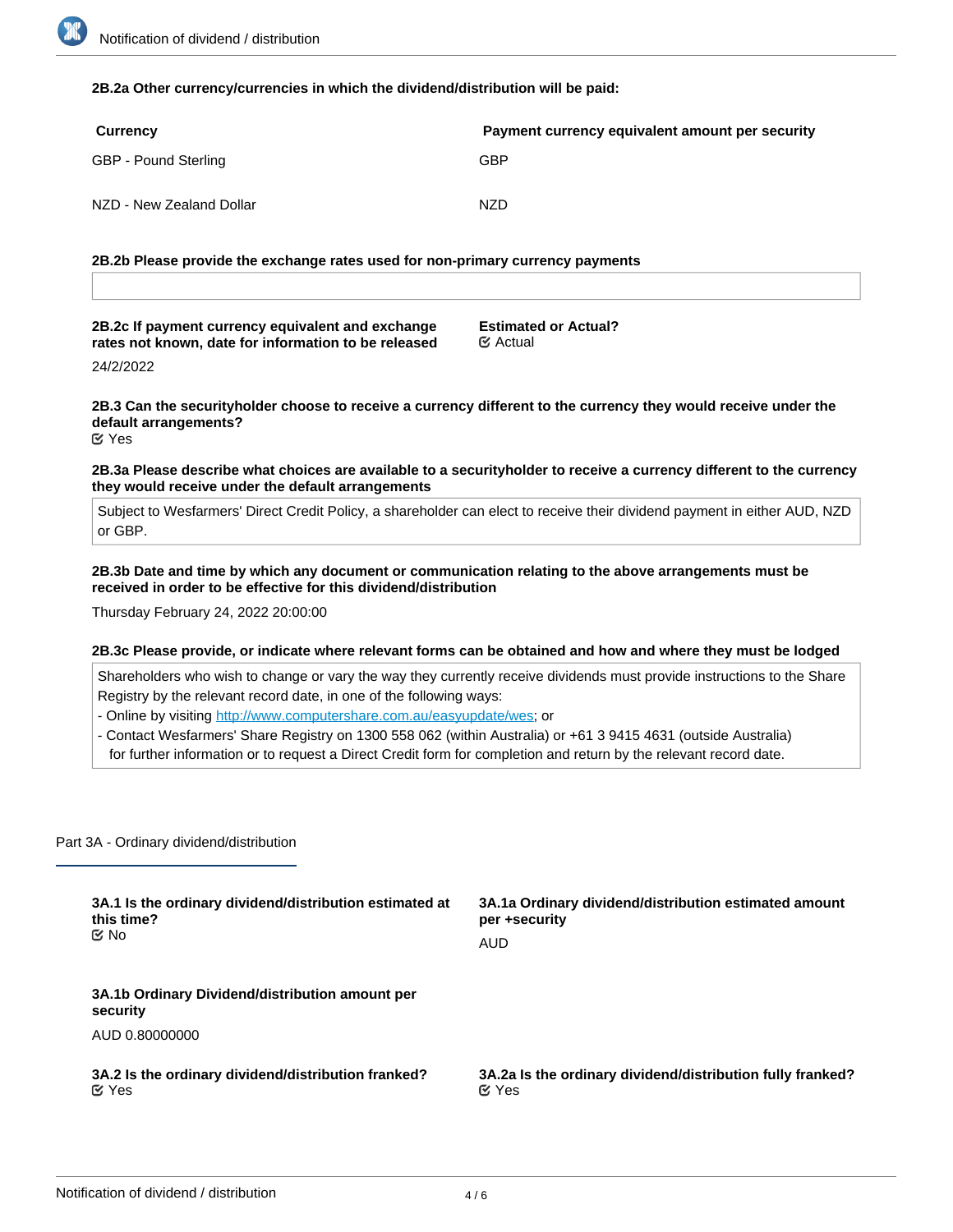**2B.2a Other currency/currencies in which the dividend/distribution will be paid:**

| Currency | Payment currency equivalent amount per security |
|---|---|
| GBP - Pound Sterling | GBP |
| NZD - New Zealand Dollar | NZD |

**2B.2b Please provide the exchange rates used for non-primary currency payments**

**2B.2c If payment currency equivalent and exchange rates not known, date for information to be released**

24/2/2022

**Estimated or Actual?**

Actual

**2B.3 Can the securityholder choose to receive a currency different to the currency they would receive under the default arrangements?**

Yes

**2B.3a Please describe what choices are available to a securityholder to receive a currency different to the currency they would receive under the default arrangements**

Subject to Wesfarmers' Direct Credit Policy, a shareholder can elect to receive their dividend payment in either AUD, NZD or GBP.

**2B.3b Date and time by which any document or communication relating to the above arrangements must be received in order to be effective for this dividend/distribution**

Thursday February 24, 2022 20:00:00

**2B.3c Please provide, or indicate where relevant forms can be obtained and how and where they must be lodged**

Shareholders who wish to change or vary the way they currently receive dividends must provide instructions to the Share Registry by the relevant record date, in one of the following ways:
- Online by visiting http://www.computershare.com.au/easyupdate/wes; or
- Contact Wesfarmers' Share Registry on 1300 558 062 (within Australia) or +61 3 9415 4631 (outside Australia) for further information or to request a Direct Credit form for completion and return by the relevant record date.

## Part 3A - Ordinary dividend/distribution

**3A.1 Is the ordinary dividend/distribution estimated at this time?**

No

**3A.1a Ordinary dividend/distribution estimated amount per +security**

AUD

**3A.1b Ordinary Dividend/distribution amount per security**

AUD 0.80000000

**3A.2 Is the ordinary dividend/distribution franked?**

Yes

**3A.2a Is the ordinary dividend/distribution fully franked?**

Yes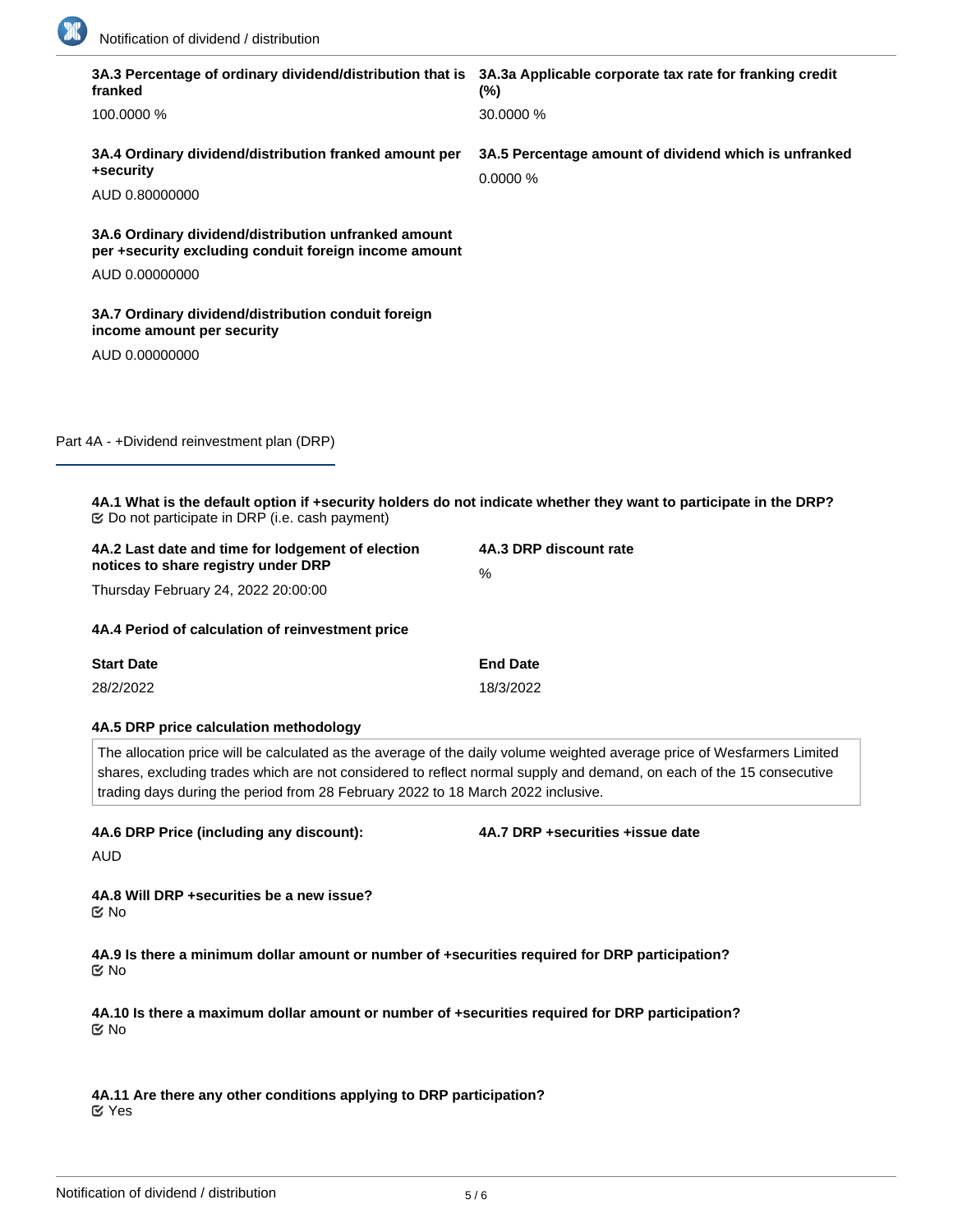**3A.3 Percentage of ordinary dividend/distribution that is franked**

100.0000 %

**3A.3a Applicable corporate tax rate for franking credit (%)**

30.0000 %

**3A.4 Ordinary dividend/distribution franked amount per +security**

AUD 0.80000000

**3A.5 Percentage amount of dividend which is unfranked**

0.0000 %

**3A.6 Ordinary dividend/distribution unfranked amount per +security excluding conduit foreign income amount**

AUD 0.00000000

**3A.7 Ordinary dividend/distribution conduit foreign income amount per security**

AUD 0.00000000

## Part 4A - +Dividend reinvestment plan (DRP)

**4A.1 What is the default option if +security holders do not indicate whether they want to participate in the DRP?**

☑ Do not participate in DRP (i.e. cash payment)

**4A.2 Last date and time for lodgement of election notices to share registry under DRP**

Thursday February 24, 2022 20:00:00

**4A.3 DRP discount rate**

%

**4A.4 Period of calculation of reinvestment price**

| Start Date | End Date |
| --- | --- |
| 28/2/2022 | 18/3/2022 |

**4A.5 DRP price calculation methodology**

The allocation price will be calculated as the average of the daily volume weighted average price of Wesfarmers Limited shares, excluding trades which are not considered to reflect normal supply and demand, on each of the 15 consecutive trading days during the period from 28 February 2022 to 18 March 2022 inclusive.

**4A.6 DRP Price (including any discount):**

AUD

**4A.7 DRP +securities +issue date**

**4A.8 Will DRP +securities be a new issue?**

☑ No

**4A.9 Is there a minimum dollar amount or number of +securities required for DRP participation?**

☑ No

**4A.10 Is there a maximum dollar amount or number of +securities required for DRP participation?**

☑ No

**4A.11 Are there any other conditions applying to DRP participation?**

☑ Yes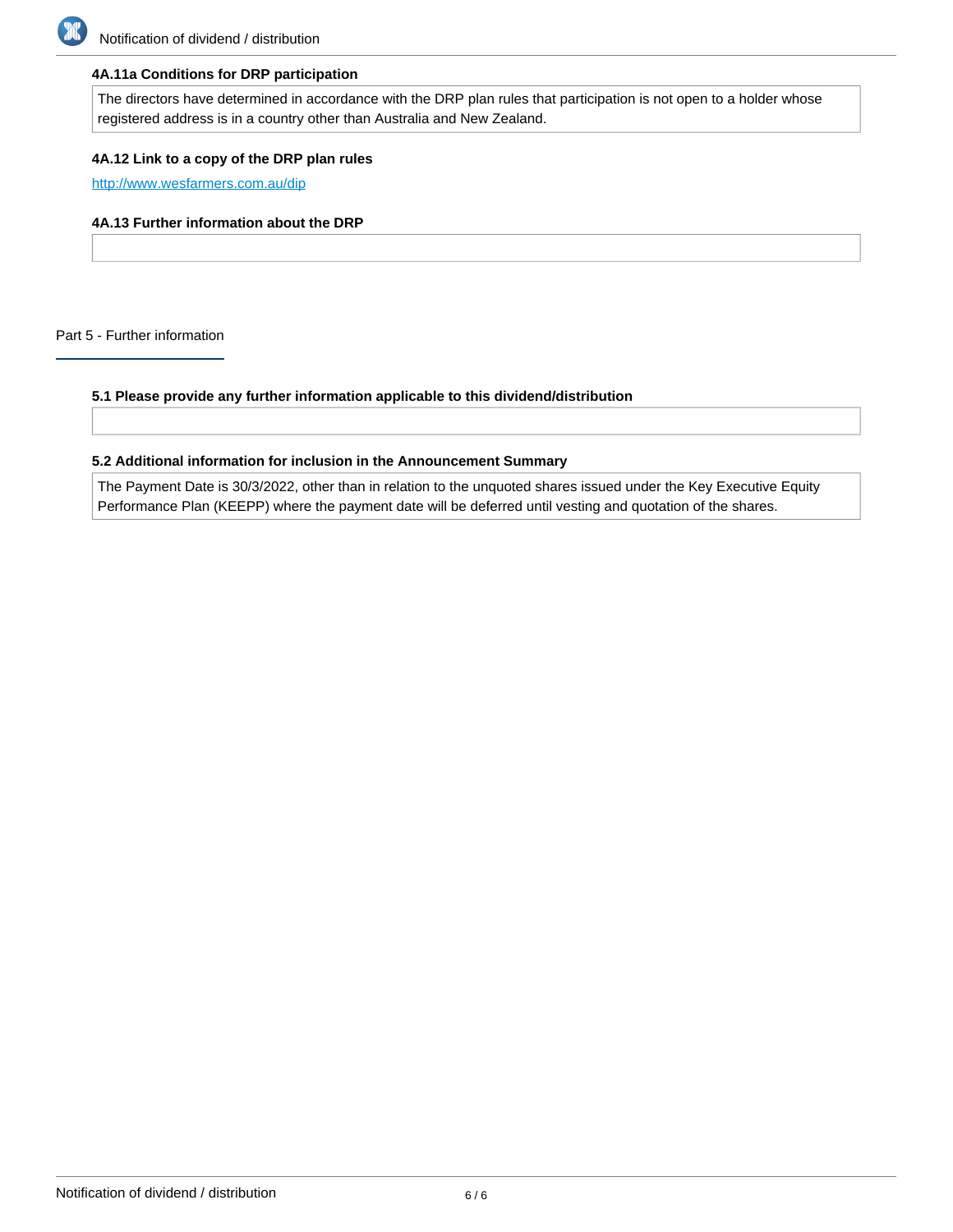#### 4A.11a Conditions for DRP participation

The directors have determined in accordance with the DRP plan rules that participation is not open to a holder whose registered address is in a country other than Australia and New Zealand.

#### 4A.12 Link to a copy of the DRP plan rules

http://www.wesfarmers.com.au/dip

#### 4A.13 Further information about the DRP

## Part 5 - Further information

#### 5.1 Please provide any further information applicable to this dividend/distribution

#### 5.2 Additional information for inclusion in the Announcement Summary

The Payment Date is 30/3/2022, other than in relation to the unquoted shares issued under the Key Executive Equity Performance Plan (KEEPP) where the payment date will be deferred until vesting and quotation of the shares.